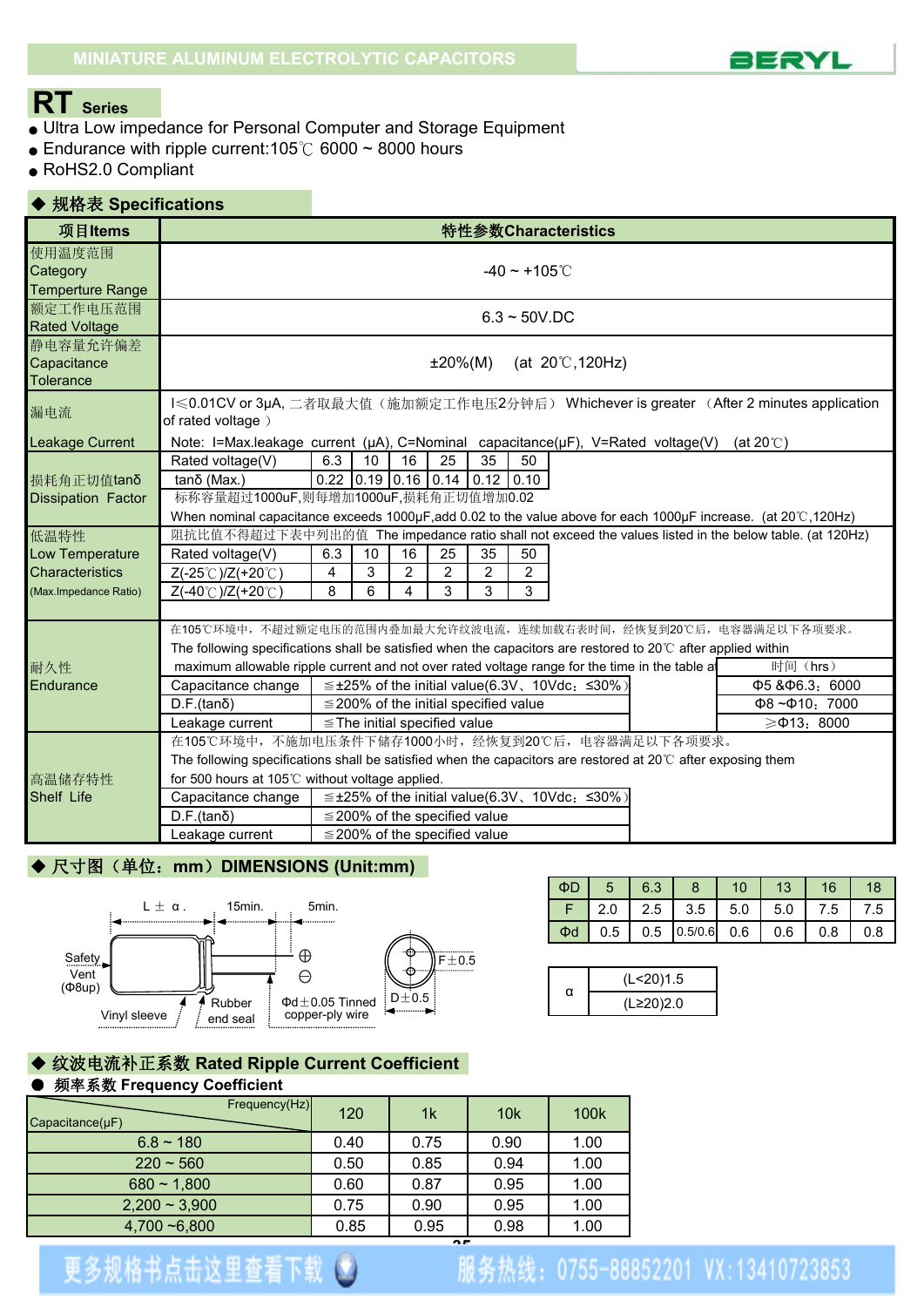MINIATURE ALUMINUM ELECTROLYTIC CAPACITORS

BERYL

# RT Series

- Ultra Low impedance for Personal Computer and Storage Equipment
- Endurance with ripple current:105℃ 6000 ~ 8000 hours
- RoHS2.0 Compliant

## ◆ 规格表 Specifications

| 项目Items | 特性参数Characteristics |
|---|---|
| 使用温度范围 Category Temperture Range | -40 ~ +105℃ |
| 额定工作电压范围 Rated Voltage | 6.3 ~ 50V.DC |
| 静电容量允许偏差 Capacitance Tolerance | ±20%(M)　(at 20℃,120Hz) |
| 漏电流 Leakage Current | I≤0.01CV or 3μA, 二者取最大值（施加额定工作电压2分钟后） Whichever is greater （After 2 minutes application of rated voltage ） Note: I=Max.leakage current (μA), C=Nominal capacitance(μF), V=Rated voltage(V) (at 20℃) |

**损耗角正切值tanδ Dissipation Factor**

| Rated voltage(V) | 6.3 | 10 | 16 | 25 | 35 | 50 |
|---|---|---|---|---|---|---|
| tanδ (Max.) | 0.22 | 0.19 | 0.16 | 0.14 | 0.12 | 0.10 |

标称容量超过1000μF,则每增加1000μF,损耗角正切值增加0.02
When nominal capacitance exceeds 1000μF,add 0.02 to the value above for each 1000μF increase. (at 20℃,120Hz)

**低温特性 Low Temperature Characteristics (Max.Impedance Ratio)**

阻抗比值不得超过下表中列出的值 The impedance ratio shall not exceed the values listed in the below table. (at 120Hz)

| Rated voltage(V) | 6.3 | 10 | 16 | 25 | 35 | 50 |
|---|---|---|---|---|---|---|
| Z(-25℃)/Z(+20℃) | 4 | 3 | 2 | 2 | 2 | 2 |
| Z(-40℃)/Z(+20℃) | 8 | 6 | 4 | 3 | 3 | 3 |

**耐久性 Endurance**

在105℃环境中，不超过额定电压的范围内叠加最大允许纹波电流，连续加载右表时间，经恢复到20℃后，电容器满足以下各项要求。
The following specifications shall be satisfied when the capacitors are restored to 20℃ after applied within maximum allowable ripple current and not over rated voltage range for the time in the table at

| Item | Requirement |
|---|---|
| Capacitance change | ≦±25% of the initial value(6.3V、10Vdc：≦30%) |
| D.F.(tanδ) | ≦200% of the initial specified value |
| Leakage current | ≦The initial specified value |

| 时间（hrs） |
|---|
| Φ5 &Φ6.3：6000 |
| Φ8 ~Φ10：7000 |
| ≥Φ13：8000 |

**高温储存特性 Shelf Life**

在105℃环境中，不施加电压条件下储存1000小时，经恢复到20℃后，电容器满足以下各项要求。
The following specifications shall be satisfied when the capacitors are restored to 20℃ after exposing them for 500 hours at 105℃ without voltage applied.

| Item | Requirement |
|---|---|
| Capacitance change | ≦±25% of the initial value(6.3V、10Vdc：≦30%) |
| D.F.(tanδ) | ≦200% of the specified value |
| Leakage current | ≦200% of the specified value |

## ◆ 尺寸图（单位：mm）DIMENSIONS (Unit:mm)

L ± α　15min.　5min.　Safety Vent (Φ8up)　Vinyl sleeve　Rubber end seal　Φd±0.05 Tinned copper-ply wire　F±0.5　D±0.5

| ΦD | 5 | 6.3 | 8 | 10 | 13 | 16 | 18 |
|---|---|---|---|---|---|---|---|
| F | 2.0 | 2.5 | 3.5 | 5.0 | 5.0 | 7.5 | 7.5 |
| Φd | 0.5 | 0.5 | 0.5/0.6 | 0.6 | 0.6 | 0.8 | 0.8 |

| α | |
|---|---|
| α | (L<20)1.5 |
| | (L≥20)2.0 |

## ◆ 纹波电流补正系数 Rated Ripple Current Coefficient

● 频率系数 Frequency Coefficient

| Capacitance(μF) \ Frequency(Hz) | 120 | 1k | 10k | 100k |
|---|---|---|---|---|
| 6.8 ~ 180 | 0.40 | 0.75 | 0.90 | 1.00 |
| 220 ~ 560 | 0.50 | 0.85 | 0.94 | 1.00 |
| 680 ~ 1,800 | 0.60 | 0.87 | 0.95 | 1.00 |
| 2,200 ~ 3,900 | 0.75 | 0.90 | 0.95 | 1.00 |
| 4,700 ~6,800 | 0.85 | 0.95 | 0.98 | 1.00 |

更多规格书点击这里查看下载　服务热线：0755-88852201 VX:13410723853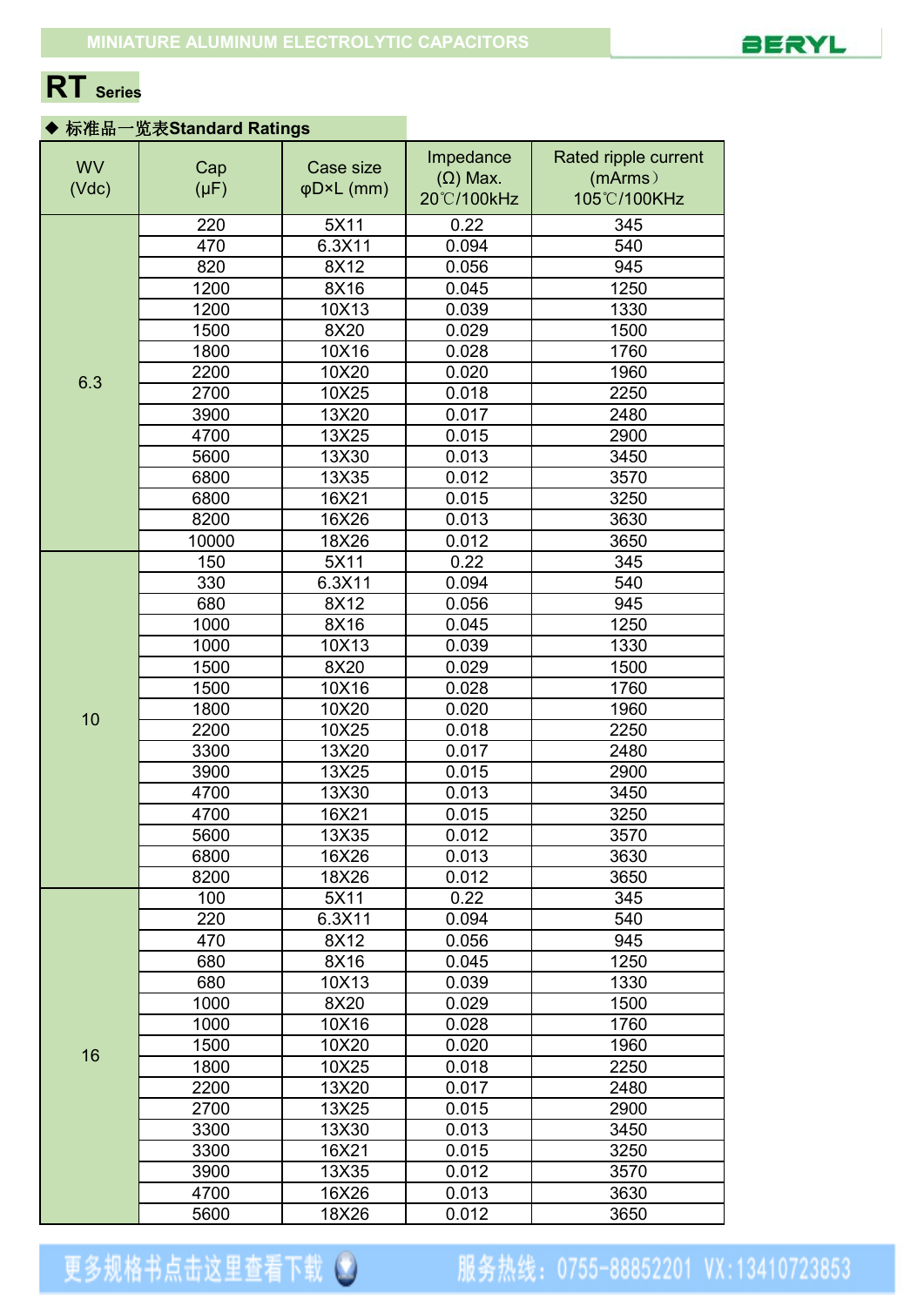MINIATURE ALUMINUM ELECTROLYTIC CAPACITORS

BERYL

# RT Series

◆ 标准品一览表Standard Ratings

| WV (Vdc) | Cap (μF) | Case size φD×L (mm) | Impedance (Ω) Max. 20℃/100kHz | Rated ripple current (mArms) 105℃/100KHz |
|---|---|---|---|---|
| 6.3 | 220 | 5X11 | 0.22 | 345 |
| | 470 | 6.3X11 | 0.094 | 540 |
| | 820 | 8X12 | 0.056 | 945 |
| | 1200 | 8X16 | 0.045 | 1250 |
| | 1200 | 10X13 | 0.039 | 1330 |
| | 1500 | 8X20 | 0.029 | 1500 |
| | 1800 | 10X16 | 0.028 | 1760 |
| | 2200 | 10X20 | 0.020 | 1960 |
| | 2700 | 10X25 | 0.018 | 2250 |
| | 3900 | 13X20 | 0.017 | 2480 |
| | 4700 | 13X25 | 0.015 | 2900 |
| | 5600 | 13X30 | 0.013 | 3450 |
| | 6800 | 13X35 | 0.012 | 3570 |
| | 6800 | 16X21 | 0.015 | 3250 |
| | 8200 | 16X26 | 0.013 | 3630 |
| | 10000 | 18X26 | 0.012 | 3650 |
| 10 | 150 | 5X11 | 0.22 | 345 |
| | 330 | 6.3X11 | 0.094 | 540 |
| | 680 | 8X12 | 0.056 | 945 |
| | 1000 | 8X16 | 0.045 | 1250 |
| | 1000 | 10X13 | 0.039 | 1330 |
| | 1500 | 8X20 | 0.029 | 1500 |
| | 1500 | 10X16 | 0.028 | 1760 |
| | 1800 | 10X20 | 0.020 | 1960 |
| | 2200 | 10X25 | 0.018 | 2250 |
| | 3300 | 13X20 | 0.017 | 2480 |
| | 3900 | 13X25 | 0.015 | 2900 |
| | 4700 | 13X30 | 0.013 | 3450 |
| | 4700 | 16X21 | 0.015 | 3250 |
| | 5600 | 13X35 | 0.012 | 3570 |
| | 6800 | 16X26 | 0.013 | 3630 |
| | 8200 | 18X26 | 0.012 | 3650 |
| 16 | 100 | 5X11 | 0.22 | 345 |
| | 220 | 6.3X11 | 0.094 | 540 |
| | 470 | 8X12 | 0.056 | 945 |
| | 680 | 8X16 | 0.045 | 1250 |
| | 680 | 10X13 | 0.039 | 1330 |
| | 1000 | 8X20 | 0.029 | 1500 |
| | 1000 | 10X16 | 0.028 | 1760 |
| | 1500 | 10X20 | 0.020 | 1960 |
| | 1800 | 10X25 | 0.018 | 2250 |
| | 2200 | 13X20 | 0.017 | 2480 |
| | 2700 | 13X25 | 0.015 | 2900 |
| | 3300 | 13X30 | 0.013 | 3450 |
| | 3300 | 16X21 | 0.015 | 3250 |
| | 3900 | 13X35 | 0.012 | 3570 |
| | 4700 | 16X26 | 0.013 | 3630 |
| | 5600 | 18X26 | 0.012 | 3650 |

更多规格书点击这里查看下载 服务热线：0755-88852201 VX:13410723853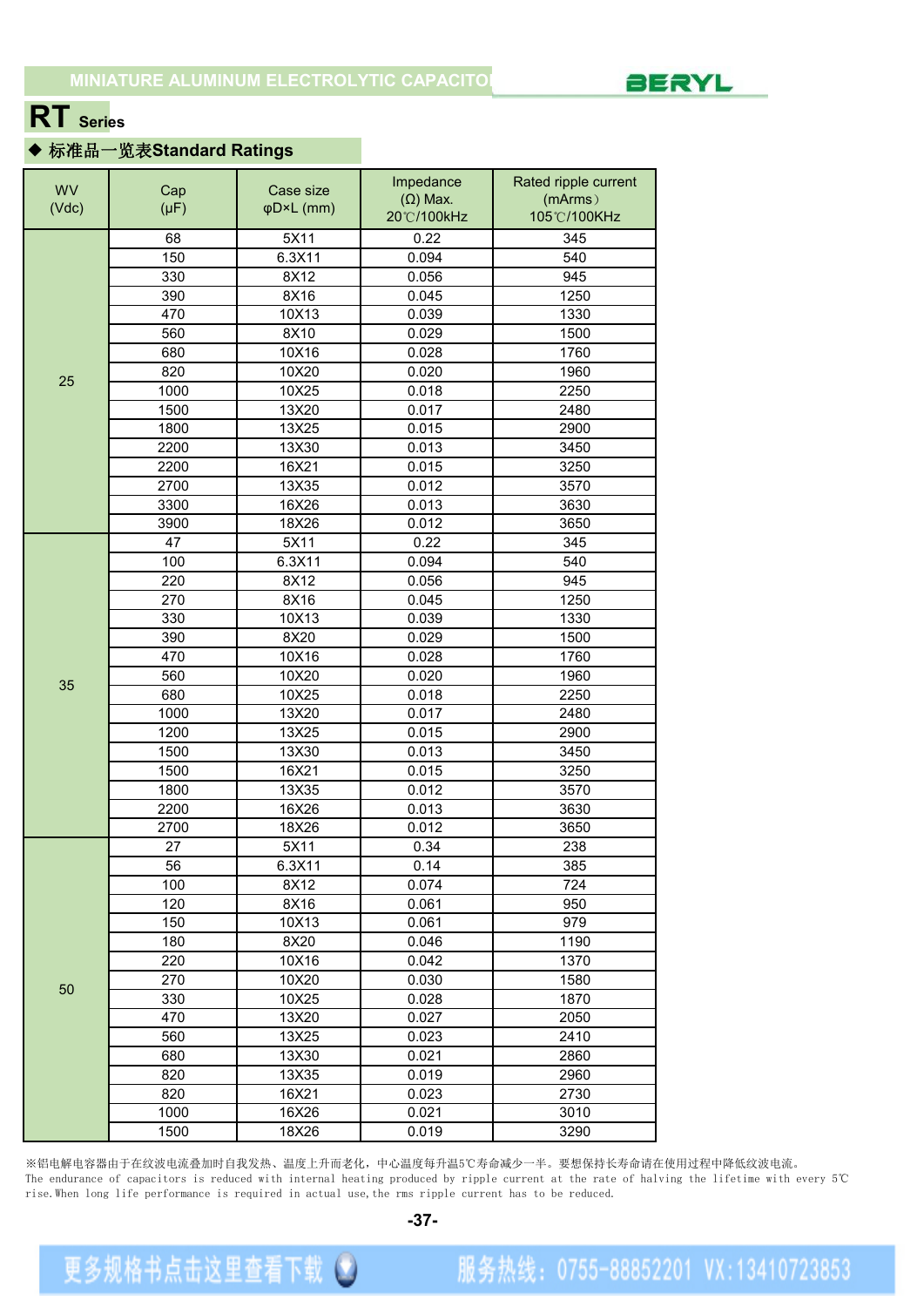# RT Series

## ◆ 标准品一览表Standard Ratings

| WV (Vdc) | Cap (μF) | Case size φD×L (mm) | Impedance (Ω) Max. 20℃/100kHz | Rated ripple current (mArms） 105℃/100KHz |
|---|---|---|---|---|
| 25 | 68 | 5X11 | 0.22 | 345 |
| | 150 | 6.3X11 | 0.094 | 540 |
| | 330 | 8X12 | 0.056 | 945 |
| | 390 | 8X16 | 0.045 | 1250 |
| | 470 | 10X13 | 0.039 | 1330 |
| | 560 | 8X10 | 0.029 | 1500 |
| | 680 | 10X16 | 0.028 | 1760 |
| | 820 | 10X20 | 0.020 | 1960 |
| | 1000 | 10X25 | 0.018 | 2250 |
| | 1500 | 13X20 | 0.017 | 2480 |
| | 1800 | 13X25 | 0.015 | 2900 |
| | 2200 | 13X30 | 0.013 | 3450 |
| | 2200 | 16X21 | 0.015 | 3250 |
| | 2700 | 13X35 | 0.012 | 3570 |
| | 3300 | 16X26 | 0.013 | 3630 |
| | 3900 | 18X26 | 0.012 | 3650 |
| 35 | 47 | 5X11 | 0.22 | 345 |
| | 100 | 6.3X11 | 0.094 | 540 |
| | 220 | 8X12 | 0.056 | 945 |
| | 270 | 8X16 | 0.045 | 1250 |
| | 330 | 10X13 | 0.039 | 1330 |
| | 390 | 8X20 | 0.029 | 1500 |
| | 470 | 10X16 | 0.028 | 1760 |
| | 560 | 10X20 | 0.020 | 1960 |
| | 680 | 10X25 | 0.018 | 2250 |
| | 1000 | 13X20 | 0.017 | 2480 |
| | 1200 | 13X25 | 0.015 | 2900 |
| | 1500 | 13X30 | 0.013 | 3450 |
| | 1500 | 16X21 | 0.015 | 3250 |
| | 1800 | 13X35 | 0.012 | 3570 |
| | 2200 | 16X26 | 0.013 | 3630 |
| | 2700 | 18X26 | 0.012 | 3650 |
| 50 | 27 | 5X11 | 0.34 | 238 |
| | 56 | 6.3X11 | 0.14 | 385 |
| | 100 | 8X12 | 0.074 | 724 |
| | 120 | 8X16 | 0.061 | 950 |
| | 150 | 10X13 | 0.061 | 979 |
| | 180 | 8X20 | 0.046 | 1190 |
| | 220 | 10X16 | 0.042 | 1370 |
| | 270 | 10X20 | 0.030 | 1580 |
| | 330 | 10X25 | 0.028 | 1870 |
| | 470 | 13X20 | 0.027 | 2050 |
| | 560 | 13X25 | 0.023 | 2410 |
| | 680 | 13X30 | 0.021 | 2860 |
| | 820 | 13X35 | 0.019 | 2960 |
| | 820 | 16X21 | 0.023 | 2730 |
| | 1000 | 16X26 | 0.021 | 3010 |
| | 1500 | 18X26 | 0.019 | 3290 |

※铝电解电容器由于在纹波电流叠加时自我发热、温度上升而老化，中心温度每升温5℃寿命减少一半。要想保持长寿命请在使用过程中降低纹波电流。
The endurance of capacitors is reduced with internal heating produced by ripple current at the rate of halving the lifetime with every 5℃ rise.When long life performance is required in actual use,the rms ripple current has to be reduced.